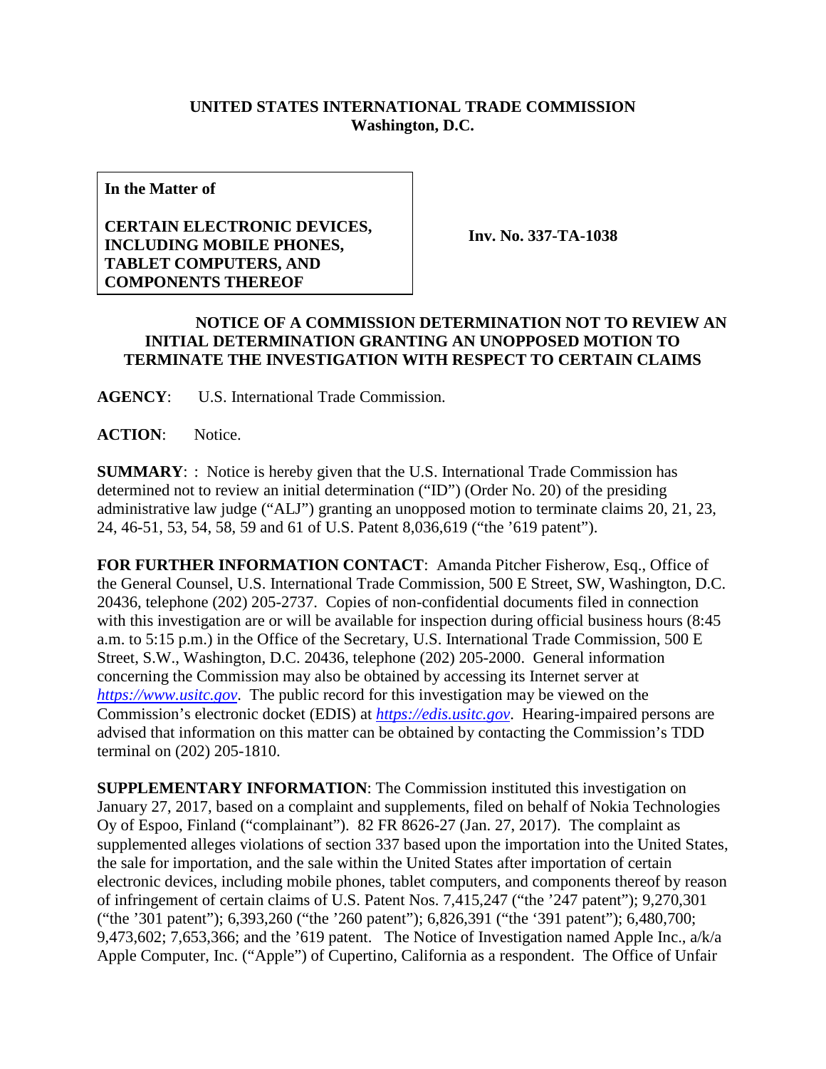**UNITED STATES INTERNATIONAL TRADE COMMISSION**
**Washington, D.C.**

| **In the Matter of**<br><br>**CERTAIN ELECTRONIC DEVICES, INCLUDING MOBILE PHONES, TABLET COMPUTERS, AND COMPONENTS THEREOF** | **Inv. No. 337-TA-1038** |
| --- | --- |

## NOTICE OF A COMMISSION DETERMINATION NOT TO REVIEW AN INITIAL DETERMINATION GRANTING AN UNOPPOSED MOTION TO TERMINATE THE INVESTIGATION WITH RESPECT TO CERTAIN CLAIMS

**AGENCY**: U.S. International Trade Commission.

**ACTION**: Notice.

**SUMMARY**: : Notice is hereby given that the U.S. International Trade Commission has determined not to review an initial determination ("ID") (Order No. 20) of the presiding administrative law judge ("ALJ") granting an unopposed motion to terminate claims 20, 21, 23, 24, 46-51, 53, 54, 58, 59 and 61 of U.S. Patent 8,036,619 ("the '619 patent").

**FOR FURTHER INFORMATION CONTACT**: Amanda Pitcher Fisherow, Esq., Office of the General Counsel, U.S. International Trade Commission, 500 E Street, SW, Washington, D.C. 20436, telephone (202) 205-2737. Copies of non-confidential documents filed in connection with this investigation are or will be available for inspection during official business hours (8:45 a.m. to 5:15 p.m.) in the Office of the Secretary, U.S. International Trade Commission, 500 E Street, S.W., Washington, D.C. 20436, telephone (202) 205-2000. General information concerning the Commission may also be obtained by accessing its Internet server at *https://www.usitc.gov*. The public record for this investigation may be viewed on the Commission's electronic docket (EDIS) at *https://edis.usitc.gov*. Hearing-impaired persons are advised that information on this matter can be obtained by contacting the Commission's TDD terminal on (202) 205-1810.

**SUPPLEMENTARY INFORMATION**: The Commission instituted this investigation on January 27, 2017, based on a complaint and supplements, filed on behalf of Nokia Technologies Oy of Espoo, Finland ("complainant"). 82 FR 8626-27 (Jan. 27, 2017). The complaint as supplemented alleges violations of section 337 based upon the importation into the United States, the sale for importation, and the sale within the United States after importation of certain electronic devices, including mobile phones, tablet computers, and components thereof by reason of infringement of certain claims of U.S. Patent Nos. 7,415,247 ("the '247 patent"); 9,270,301 ("the '301 patent"); 6,393,260 ("the '260 patent"); 6,826,391 ("the '391 patent"); 6,480,700; 9,473,602; 7,653,366; and the '619 patent. The Notice of Investigation named Apple Inc., a/k/a Apple Computer, Inc. ("Apple") of Cupertino, California as a respondent. The Office of Unfair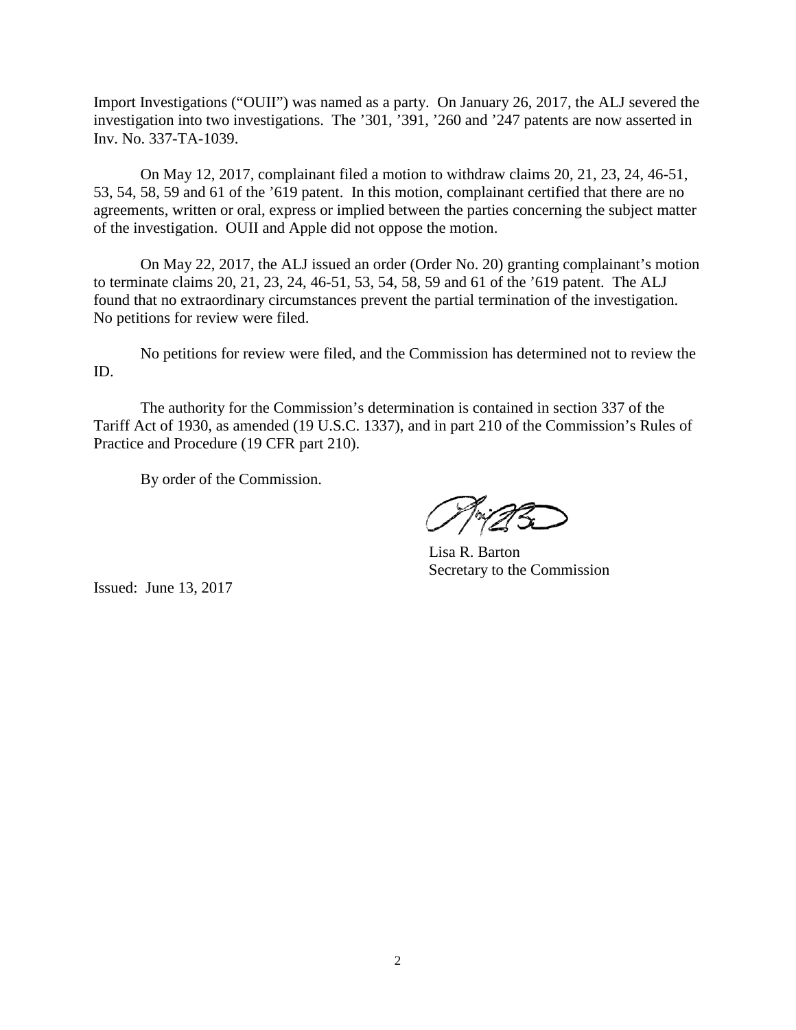Import Investigations ("OUII") was named as a party. On January 26, 2017, the ALJ severed the investigation into two investigations. The '301, '391, '260 and '247 patents are now asserted in Inv. No. 337-TA-1039.

On May 12, 2017, complainant filed a motion to withdraw claims 20, 21, 23, 24, 46-51, 53, 54, 58, 59 and 61 of the '619 patent. In this motion, complainant certified that there are no agreements, written or oral, express or implied between the parties concerning the subject matter of the investigation. OUII and Apple did not oppose the motion.

On May 22, 2017, the ALJ issued an order (Order No. 20) granting complainant's motion to terminate claims 20, 21, 23, 24, 46-51, 53, 54, 58, 59 and 61 of the '619 patent. The ALJ found that no extraordinary circumstances prevent the partial termination of the investigation. No petitions for review were filed.

No petitions for review were filed, and the Commission has determined not to review the ID.

The authority for the Commission's determination is contained in section 337 of the Tariff Act of 1930, as amended (19 U.S.C. 1337), and in part 210 of the Commission's Rules of Practice and Procedure (19 CFR part 210).

By order of the Commission.

Lisa R. Barton
Secretary to the Commission

Issued: June 13, 2017